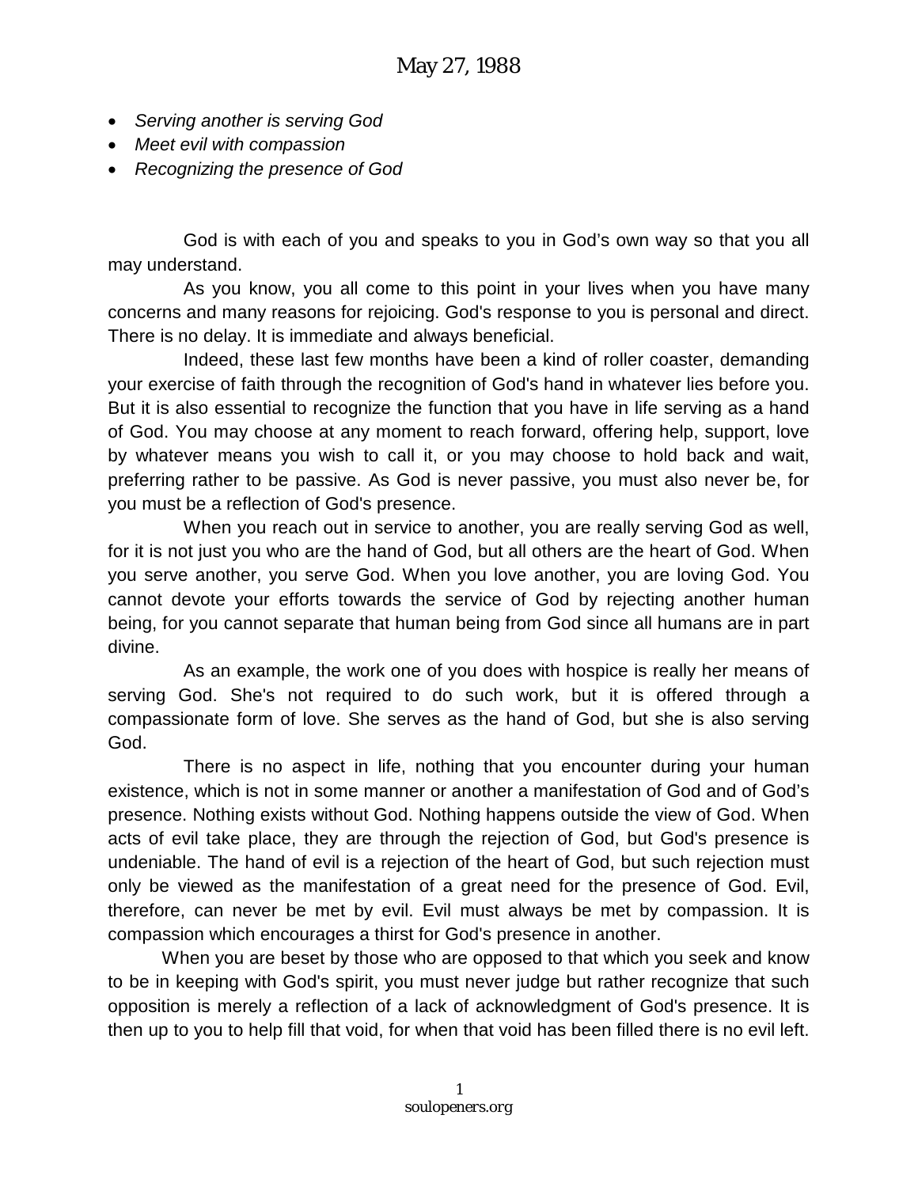# May 27, 1988

- *Serving another is serving God*
- *Meet evil with compassion*
- *Recognizing the presence of God*

God is with each of you and speaks to you in God's own way so that you all may understand.

As you know, you all come to this point in your lives when you have many concerns and many reasons for rejoicing. God's response to you is personal and direct. There is no delay. It is immediate and always beneficial.

Indeed, these last few months have been a kind of roller coaster, demanding your exercise of faith through the recognition of God's hand in whatever lies before you. But it is also essential to recognize the function that you have in life serving as a hand of God. You may choose at any moment to reach forward, offering help, support, love by whatever means you wish to call it, or you may choose to hold back and wait, preferring rather to be passive. As God is never passive, you must also never be, for you must be a reflection of God's presence.

When you reach out in service to another, you are really serving God as well, for it is not just you who are the hand of God, but all others are the heart of God. When you serve another, you serve God. When you love another, you are loving God. You cannot devote your efforts towards the service of God by rejecting another human being, for you cannot separate that human being from God since all humans are in part divine.

As an example, the work one of you does with hospice is really her means of serving God. She's not required to do such work, but it is offered through a compassionate form of love. She serves as the hand of God, but she is also serving God.

There is no aspect in life, nothing that you encounter during your human existence, which is not in some manner or another a manifestation of God and of God's presence. Nothing exists without God. Nothing happens outside the view of God. When acts of evil take place, they are through the rejection of God, but God's presence is undeniable. The hand of evil is a rejection of the heart of God, but such rejection must only be viewed as the manifestation of a great need for the presence of God. Evil, therefore, can never be met by evil. Evil must always be met by compassion. It is compassion which encourages a thirst for God's presence in another.

When you are beset by those who are opposed to that which you seek and know to be in keeping with God's spirit, you must never judge but rather recognize that such opposition is merely a reflection of a lack of acknowledgment of God's presence. It is then up to you to help fill that void, for when that void has been filled there is no evil left.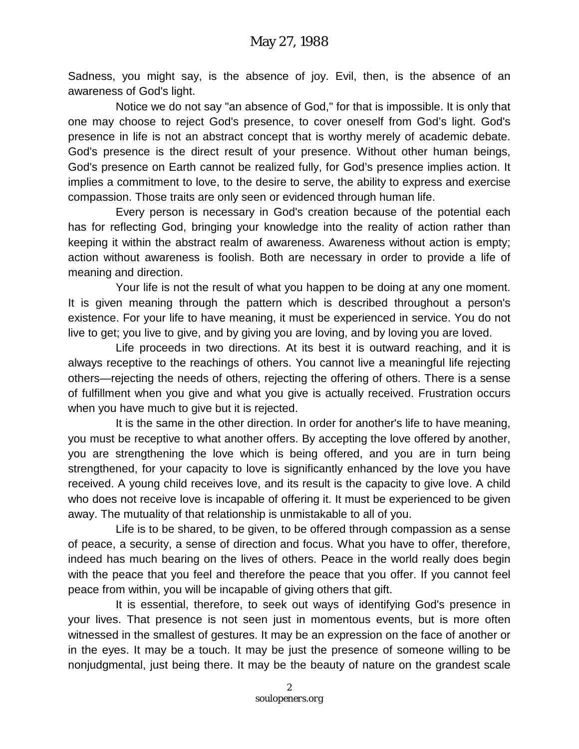Sadness, you might say, is the absence of joy. Evil, then, is the absence of an awareness of God's light.

Notice we do not say "an absence of God," for that is impossible. It is only that one may choose to reject God's presence, to cover oneself from God's light. God's presence in life is not an abstract concept that is worthy merely of academic debate. God's presence is the direct result of your presence. Without other human beings, God's presence on Earth cannot be realized fully, for God's presence implies action. It implies a commitment to love, to the desire to serve, the ability to express and exercise compassion. Those traits are only seen or evidenced through human life.

Every person is necessary in God's creation because of the potential each has for reflecting God, bringing your knowledge into the reality of action rather than keeping it within the abstract realm of awareness. Awareness without action is empty; action without awareness is foolish. Both are necessary in order to provide a life of meaning and direction.

Your life is not the result of what you happen to be doing at any one moment. It is given meaning through the pattern which is described throughout a person's existence. For your life to have meaning, it must be experienced in service. You do not live to get; you live to give, and by giving you are loving, and by loving you are loved.

Life proceeds in two directions. At its best it is outward reaching, and it is always receptive to the reachings of others. You cannot live a meaningful life rejecting others—rejecting the needs of others, rejecting the offering of others. There is a sense of fulfillment when you give and what you give is actually received. Frustration occurs when you have much to give but it is rejected.

It is the same in the other direction. In order for another's life to have meaning, you must be receptive to what another offers. By accepting the love offered by another, you are strengthening the love which is being offered, and you are in turn being strengthened, for your capacity to love is significantly enhanced by the love you have received. A young child receives love, and its result is the capacity to give love. A child who does not receive love is incapable of offering it. It must be experienced to be given away. The mutuality of that relationship is unmistakable to all of you.

Life is to be shared, to be given, to be offered through compassion as a sense of peace, a security, a sense of direction and focus. What you have to offer, therefore, indeed has much bearing on the lives of others. Peace in the world really does begin with the peace that you feel and therefore the peace that you offer. If you cannot feel peace from within, you will be incapable of giving others that gift.

It is essential, therefore, to seek out ways of identifying God's presence in your lives. That presence is not seen just in momentous events, but is more often witnessed in the smallest of gestures. It may be an expression on the face of another or in the eyes. It may be a touch. It may be just the presence of someone willing to be nonjudgmental, just being there. It may be the beauty of nature on the grandest scale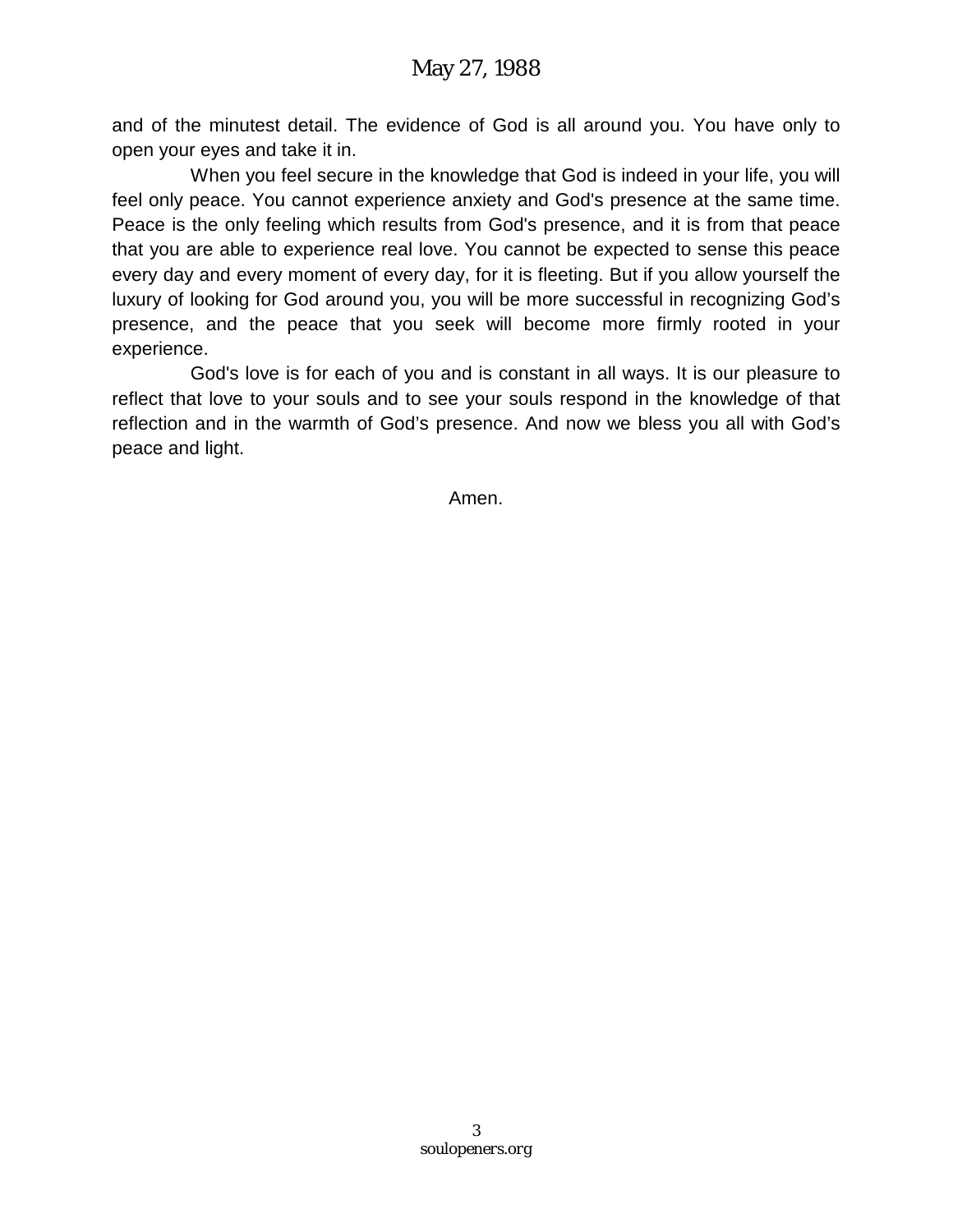and of the minutest detail. The evidence of God is all around you. You have only to open your eyes and take it in.

When you feel secure in the knowledge that God is indeed in your life, you will feel only peace. You cannot experience anxiety and God's presence at the same time. Peace is the only feeling which results from God's presence, and it is from that peace that you are able to experience real love. You cannot be expected to sense this peace every day and every moment of every day, for it is fleeting. But if you allow yourself the luxury of looking for God around you, you will be more successful in recognizing God's presence, and the peace that you seek will become more firmly rooted in your experience.

God's love is for each of you and is constant in all ways. It is our pleasure to reflect that love to your souls and to see your souls respond in the knowledge of that reflection and in the warmth of God's presence. And now we bless you all with God's peace and light.

Amen.